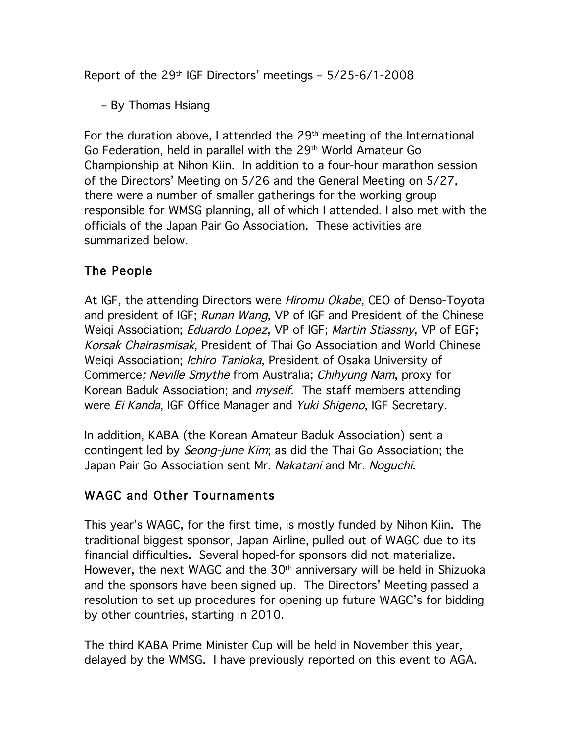Report of the 29th IGF Directors' meetings – 5/25-6/1-2008

– By Thomas Hsiang

For the duration above, I attended the 29th meeting of the International Go Federation, held in parallel with the 29th World Amateur Go Championship at Nihon Kiin. In addition to a four-hour marathon session of the Directors' Meeting on 5/26 and the General Meeting on 5/27, there were a number of smaller gatherings for the working group responsible for WMSG planning, all of which I attended. I also met with the officials of the Japan Pair Go Association. These activities are summarized below.

## The People

At IGF, the attending Directors were *Hiromu Okabe*, CEO of Denso-Toyota and president of IGF; *Runan Wang*, VP of IGF and President of the Chinese Weiqi Association; *Eduardo Lopez*, VP of IGF; *Martin Stiassny*, VP of EGF; *Korsak Chairasmisak*, President of Thai Go Association and World Chinese Weiqi Association; *Ichiro Tanioka*, President of Osaka University of Commerce*; Neville Smythe* from Australia; *Chihyung Nam*, proxy for Korean Baduk Association; and *myself*. The staff members attending were *Ei Kanda*, IGF Office Manager and *Yuki Shigeno*, IGF Secretary.

In addition, KABA (the Korean Amateur Baduk Association) sent a contingent led by *Seong-june Kim*; as did the Thai Go Association; the Japan Pair Go Association sent Mr. *Nakatani* and Mr. *Noguchi*.

## WAGC and Other Tournaments

This year's WAGC, for the first time, is mostly funded by Nihon Kiin. The traditional biggest sponsor, Japan Airline, pulled out of WAGC due to its financial difficulties. Several hoped-for sponsors did not materialize. However, the next WAGC and the 30th anniversary will be held in Shizuoka and the sponsors have been signed up. The Directors' Meeting passed a resolution to set up procedures for opening up future WAGC's for bidding by other countries, starting in 2010.

The third KABA Prime Minister Cup will be held in November this year, delayed by the WMSG. I have previously reported on this event to AGA.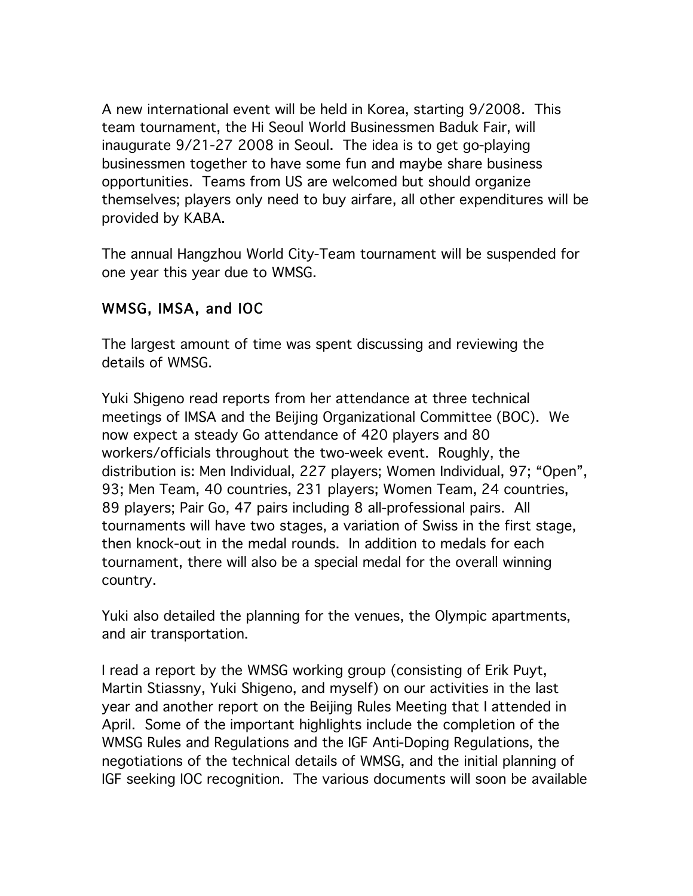A new international event will be held in Korea, starting 9/2008. This team tournament, the Hi Seoul World Businessmen Baduk Fair, will inaugurate 9/21-27 2008 in Seoul. The idea is to get go-playing businessmen together to have some fun and maybe share business opportunities. Teams from US are welcomed but should organize themselves; players only need to buy airfare, all other expenditures will be provided by KABA.

The annual Hangzhou World City-Team tournament will be suspended for one year this year due to WMSG.

## WMSG, IMSA, and IOC

The largest amount of time was spent discussing and reviewing the details of WMSG.

Yuki Shigeno read reports from her attendance at three technical meetings of IMSA and the Beijing Organizational Committee (BOC). We now expect a steady Go attendance of 420 players and 80 workers/officials throughout the two-week event. Roughly, the distribution is: Men Individual, 227 players; Women Individual, 97; "Open", 93; Men Team, 40 countries, 231 players; Women Team, 24 countries, 89 players; Pair Go, 47 pairs including 8 all-professional pairs. All tournaments will have two stages, a variation of Swiss in the first stage, then knock-out in the medal rounds. In addition to medals for each tournament, there will also be a special medal for the overall winning country.

Yuki also detailed the planning for the venues, the Olympic apartments, and air transportation.

I read a report by the WMSG working group (consisting of Erik Puyt, Martin Stiassny, Yuki Shigeno, and myself) on our activities in the last year and another report on the Beijing Rules Meeting that I attended in April. Some of the important highlights include the completion of the WMSG Rules and Regulations and the IGF Anti-Doping Regulations, the negotiations of the technical details of WMSG, and the initial planning of IGF seeking IOC recognition. The various documents will soon be available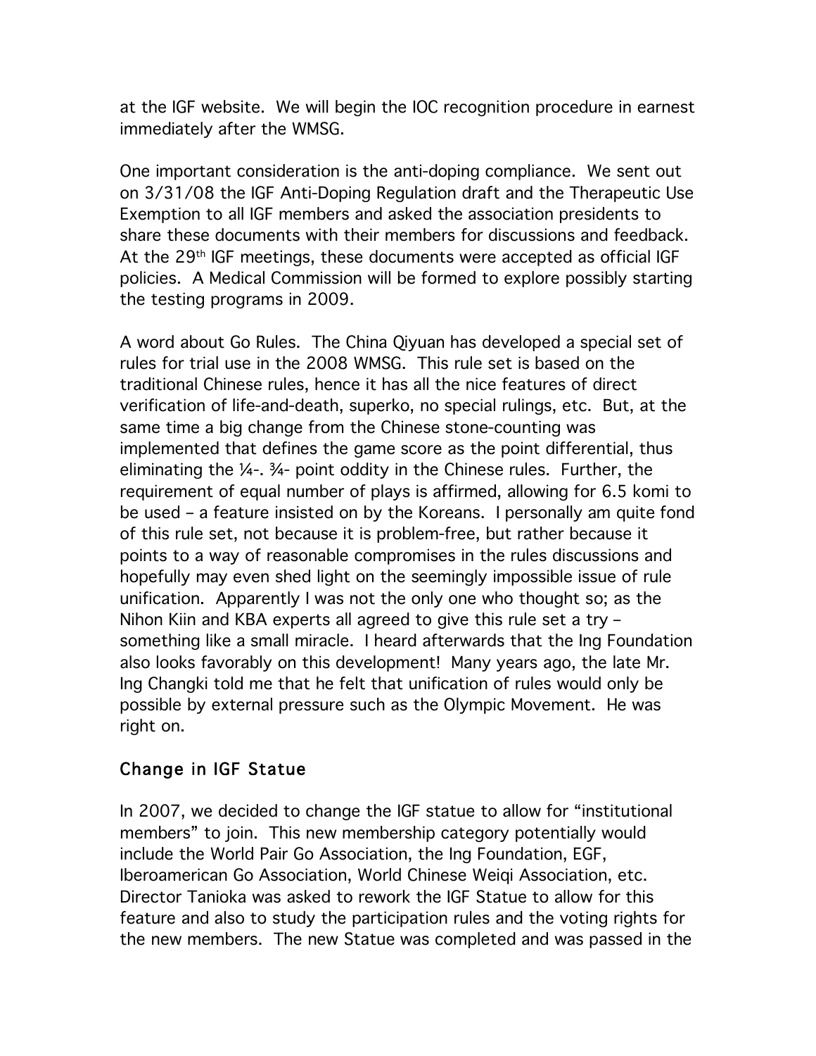at the IGF website. We will begin the IOC recognition procedure in earnest immediately after the WMSG.

One important consideration is the anti-doping compliance. We sent out on 3/31/08 the IGF Anti-Doping Regulation draft and the Therapeutic Use Exemption to all IGF members and asked the association presidents to share these documents with their members for discussions and feedback. At the 29th IGF meetings, these documents were accepted as official IGF policies. A Medical Commission will be formed to explore possibly starting the testing programs in 2009.

A word about Go Rules. The China Qiyuan has developed a special set of rules for trial use in the 2008 WMSG. This rule set is based on the traditional Chinese rules, hence it has all the nice features of direct verification of life-and-death, superko, no special rulings, etc. But, at the same time a big change from the Chinese stone-counting was implemented that defines the game score as the point differential, thus eliminating the ¼-. ¾- point oddity in the Chinese rules. Further, the requirement of equal number of plays is affirmed, allowing for 6.5 komi to be used – a feature insisted on by the Koreans. I personally am quite fond of this rule set, not because it is problem-free, but rather because it points to a way of reasonable compromises in the rules discussions and hopefully may even shed light on the seemingly impossible issue of rule unification. Apparently I was not the only one who thought so; as the Nihon Kiin and KBA experts all agreed to give this rule set a try – something like a small miracle. I heard afterwards that the Ing Foundation also looks favorably on this development! Many years ago, the late Mr. Ing Changki told me that he felt that unification of rules would only be possible by external pressure such as the Olympic Movement. He was right on.

## Change in IGF Statue

In 2007, we decided to change the IGF statue to allow for "institutional members" to join. This new membership category potentially would include the World Pair Go Association, the Ing Foundation, EGF, Iberoamerican Go Association, World Chinese Weiqi Association, etc. Director Tanioka was asked to rework the IGF Statue to allow for this feature and also to study the participation rules and the voting rights for the new members. The new Statue was completed and was passed in the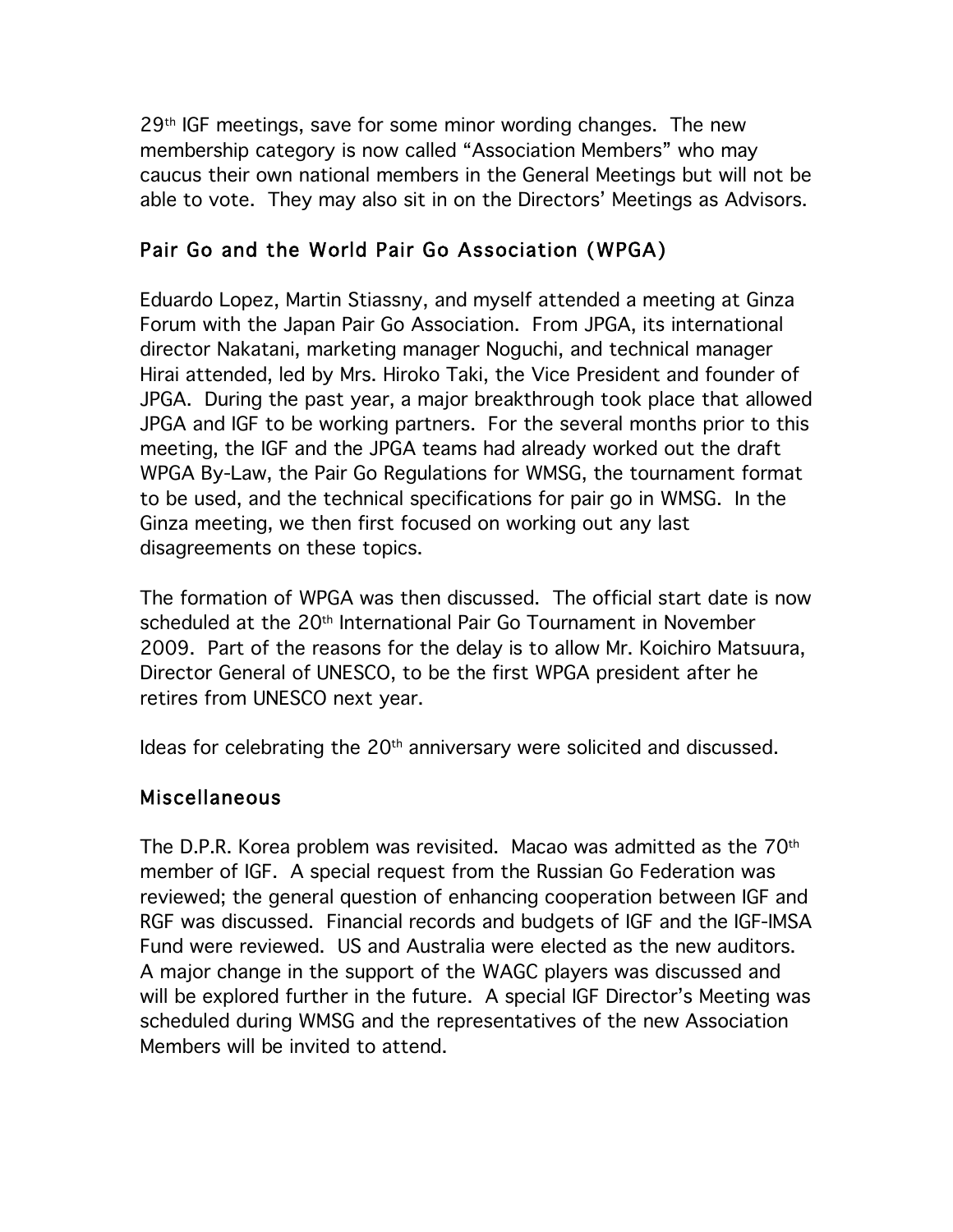29th IGF meetings, save for some minor wording changes. The new membership category is now called "Association Members" who may caucus their own national members in the General Meetings but will not be able to vote. They may also sit in on the Directors' Meetings as Advisors.

## Pair Go and the World Pair Go Association (WPGA)

Eduardo Lopez, Martin Stiassny, and myself attended a meeting at Ginza Forum with the Japan Pair Go Association. From JPGA, its international director Nakatani, marketing manager Noguchi, and technical manager Hirai attended, led by Mrs. Hiroko Taki, the Vice President and founder of JPGA. During the past year, a major breakthrough took place that allowed JPGA and IGF to be working partners. For the several months prior to this meeting, the IGF and the JPGA teams had already worked out the draft WPGA By-Law, the Pair Go Regulations for WMSG, the tournament format to be used, and the technical specifications for pair go in WMSG. In the Ginza meeting, we then first focused on working out any last disagreements on these topics.

The formation of WPGA was then discussed. The official start date is now scheduled at the 20th International Pair Go Tournament in November 2009. Part of the reasons for the delay is to allow Mr. Koichiro Matsuura, Director General of UNESCO, to be the first WPGA president after he retires from UNESCO next year.

Ideas for celebrating the 20th anniversary were solicited and discussed.

## Miscellaneous

The D.P.R. Korea problem was revisited. Macao was admitted as the 70th member of IGF. A special request from the Russian Go Federation was reviewed; the general question of enhancing cooperation between IGF and RGF was discussed. Financial records and budgets of IGF and the IGF-IMSA Fund were reviewed. US and Australia were elected as the new auditors. A major change in the support of the WAGC players was discussed and will be explored further in the future. A special IGF Director's Meeting was scheduled during WMSG and the representatives of the new Association Members will be invited to attend.